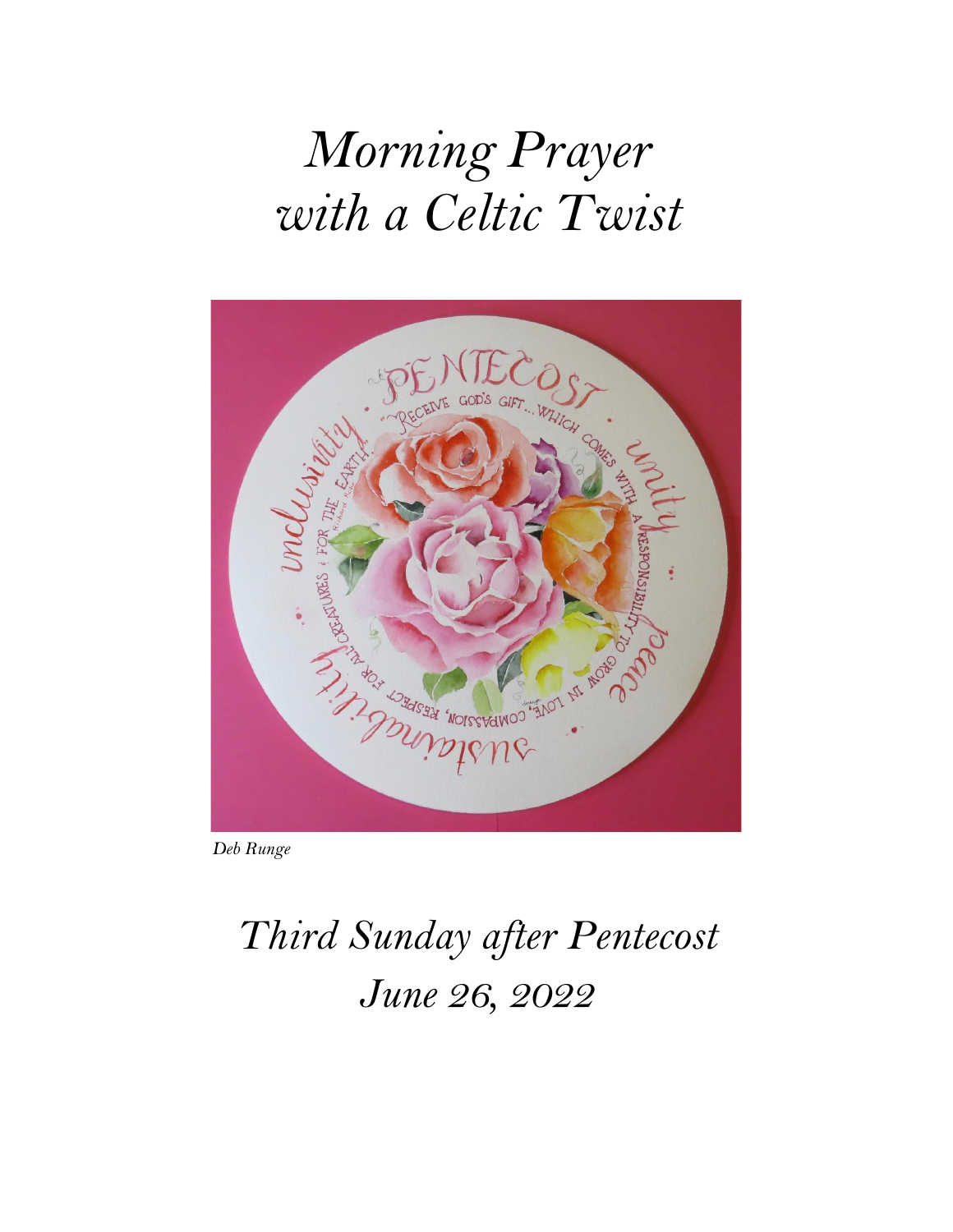# *Morning Prayer*
# *with a Celtic Twist*

*Deb Runge*

## *Third Sunday after Pentecost*
## *June 26, 2022*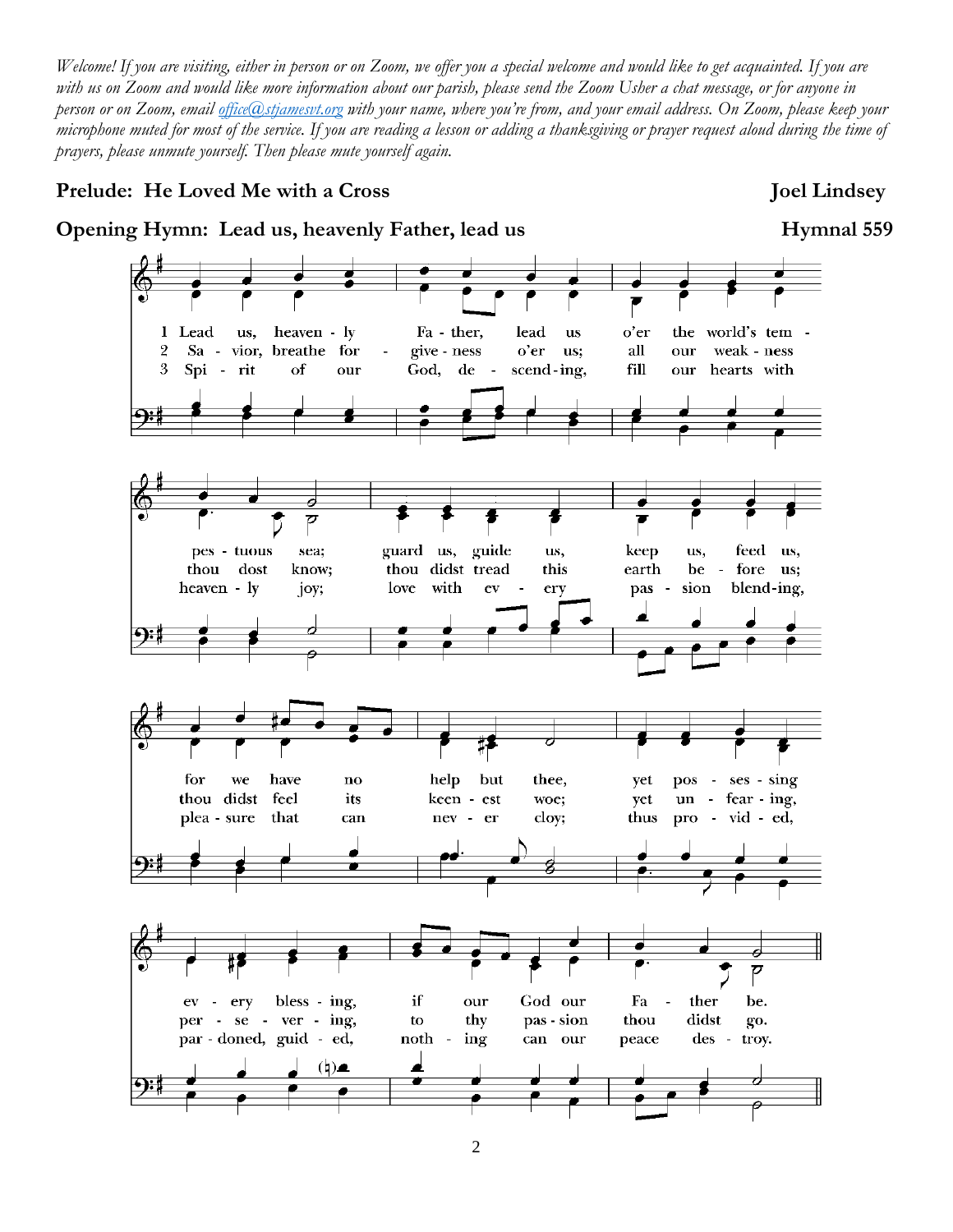*Welcome! If you are visiting, either in person or on Zoom, we offer you a special welcome and would like to get acquainted. If you are with us on Zoom and would like more information about our parish, please send the Zoom Usher a chat message, or for anyone in person or on Zoom, email office@stjamesvt.org with your name, where you're from, and your email address. On Zoom, please keep your microphone muted for most of the service. If you are reading a lesson or adding a thanksgiving or prayer request aloud during the time of prayers, please unmute yourself. Then please mute yourself again.*

**Prelude: He Loved Me with a Cross** **Joel Lindsey**

**Opening Hymn: Lead us, heavenly Father, lead us** **Hymnal 559**

1 Lead us, heavenly Father, lead us o'er the world's tempestuous sea; guard us, guide us, keep us, feed us, for we have no help but thee, yet possessing every blessing, if our God our Father be.

2 Savior, breathe forgiveness o'er us; all our weakness thou dost know; thou didst tread this earth before us; thou didst feel its keenest woe; yet unfearing, persevering, to thy passion thou didst go.

3 Spirit of our God, descending, fill our hearts with heavenly joy; love with every passion blending, pleasure that can never cloy; thus provided, pardoned, guided, nothing can our peace destroy.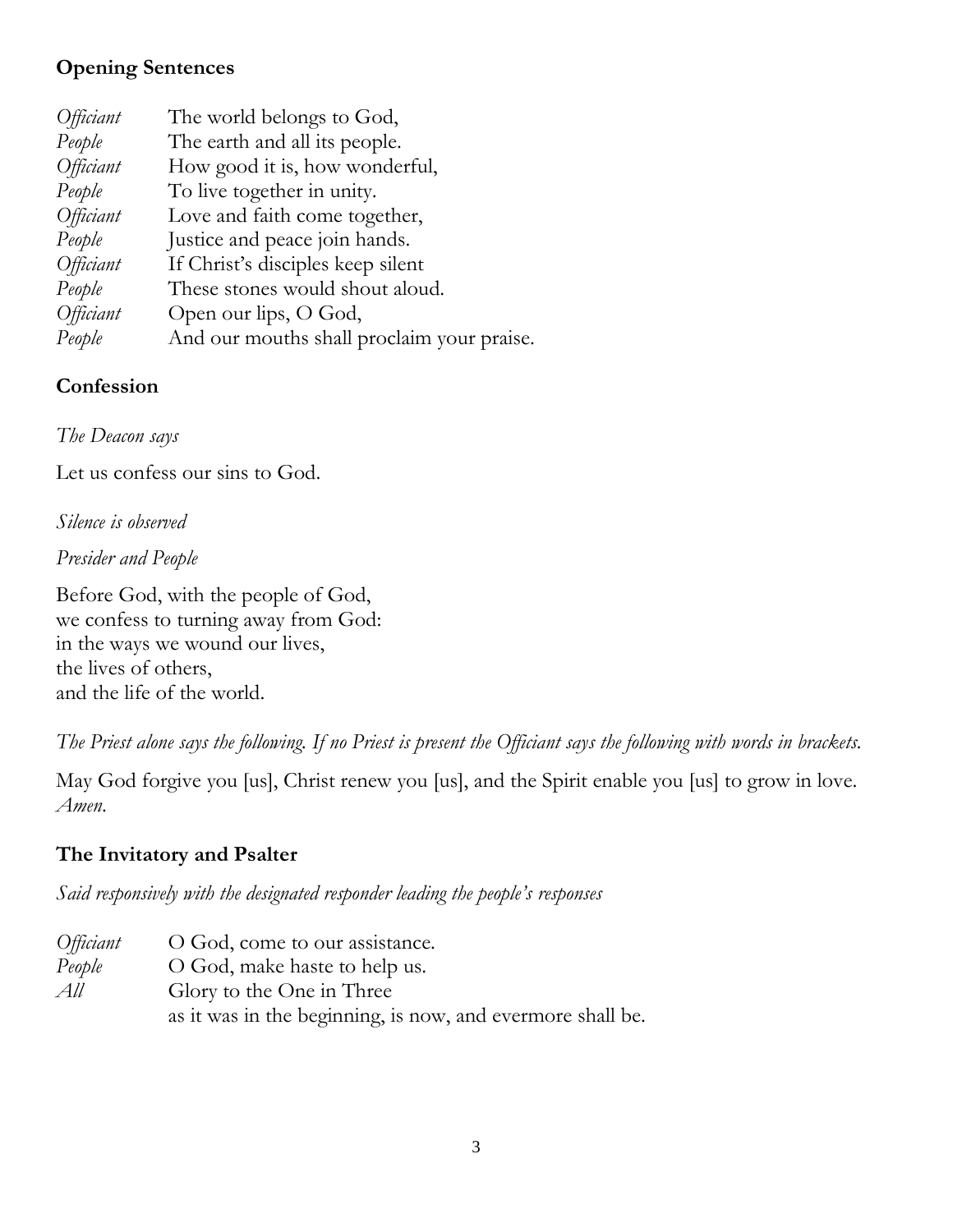## Opening Sentences

*Officiant* The world belongs to God,
*People* The earth and all its people.
*Officiant* How good it is, how wonderful,
*People* To live together in unity.
*Officiant* Love and faith come together,
*People* Justice and peace join hands.
*Officiant* If Christ's disciples keep silent
*People* These stones would shout aloud.
*Officiant* Open our lips, O God,
*People* And our mouths shall proclaim your praise.

## Confession

*The Deacon says*

Let us confess our sins to God.

*Silence is observed*

*Presider and People*

Before God, with the people of God,
we confess to turning away from God:
in the ways we wound our lives,
the lives of others,
and the life of the world.

*The Priest alone says the following. If no Priest is present the Officiant says the following with words in brackets.*

May God forgive you [us], Christ renew you [us], and the Spirit enable you [us] to grow in love.
*Amen.*

## The Invitatory and Psalter

*Said responsively with the designated responder leading the people's responses*

*Officiant* O God, come to our assistance.
*People* O God, make haste to help us.
*All* Glory to the One in Three
as it was in the beginning, is now, and evermore shall be.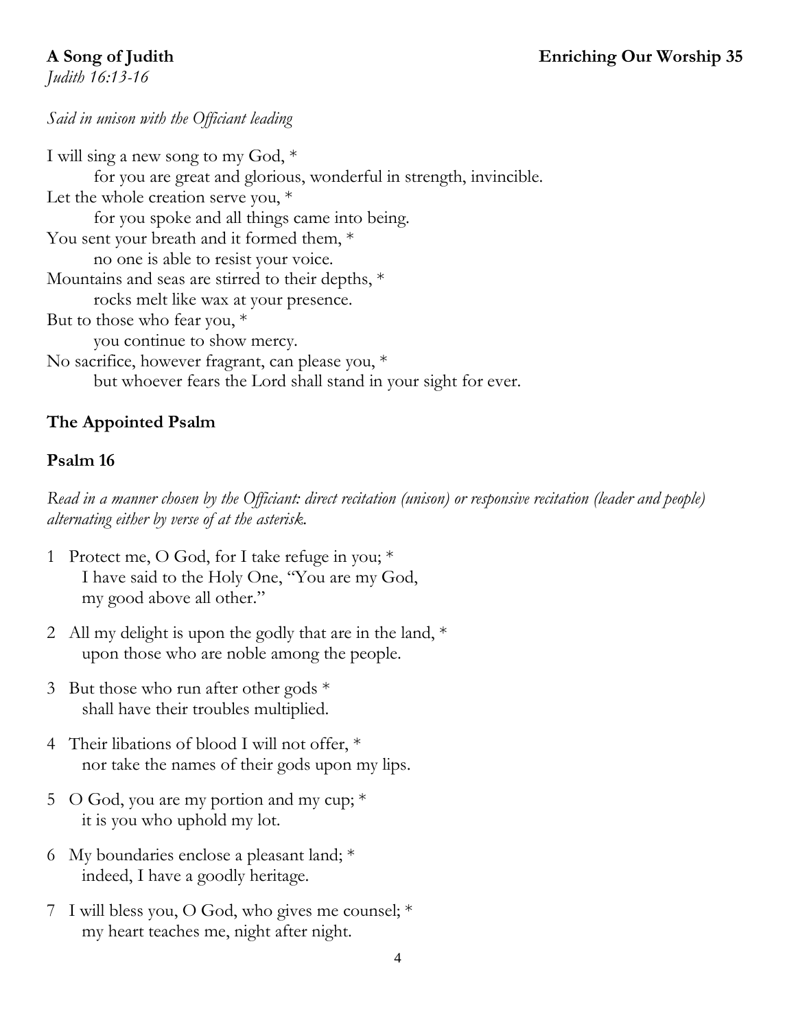**A Song of Judith** **Enriching Our Worship 35**

*Judith 16:13-16*

*Said in unison with the Officiant leading*

I will sing a new song to my God, *
for you are great and glorious, wonderful in strength, invincible.
Let the whole creation serve you, *
for you spoke and all things came into being.
You sent your breath and it formed them, *
no one is able to resist your voice.
Mountains and seas are stirred to their depths, *
rocks melt like wax at your presence.
But to those who fear you, *
you continue to show mercy.
No sacrifice, however fragrant, can please you, *
but whoever fears the Lord shall stand in your sight for ever.

## The Appointed Psalm

## Psalm 16

*Read in a manner chosen by the Officiant: direct recitation (unison) or responsive recitation (leader and people) alternating either by verse of at the asterisk.*

1 Protect me, O God, for I take refuge in you; *
I have said to the Holy One, "You are my God,
my good above all other."

2 All my delight is upon the godly that are in the land, *
upon those who are noble among the people.

3 But those who run after other gods *
shall have their troubles multiplied.

4 Their libations of blood I will not offer, *
nor take the names of their gods upon my lips.

5 O God, you are my portion and my cup; *
it is you who uphold my lot.

6 My boundaries enclose a pleasant land; *
indeed, I have a goodly heritage.

7 I will bless you, O God, who gives me counsel; *
my heart teaches me, night after night.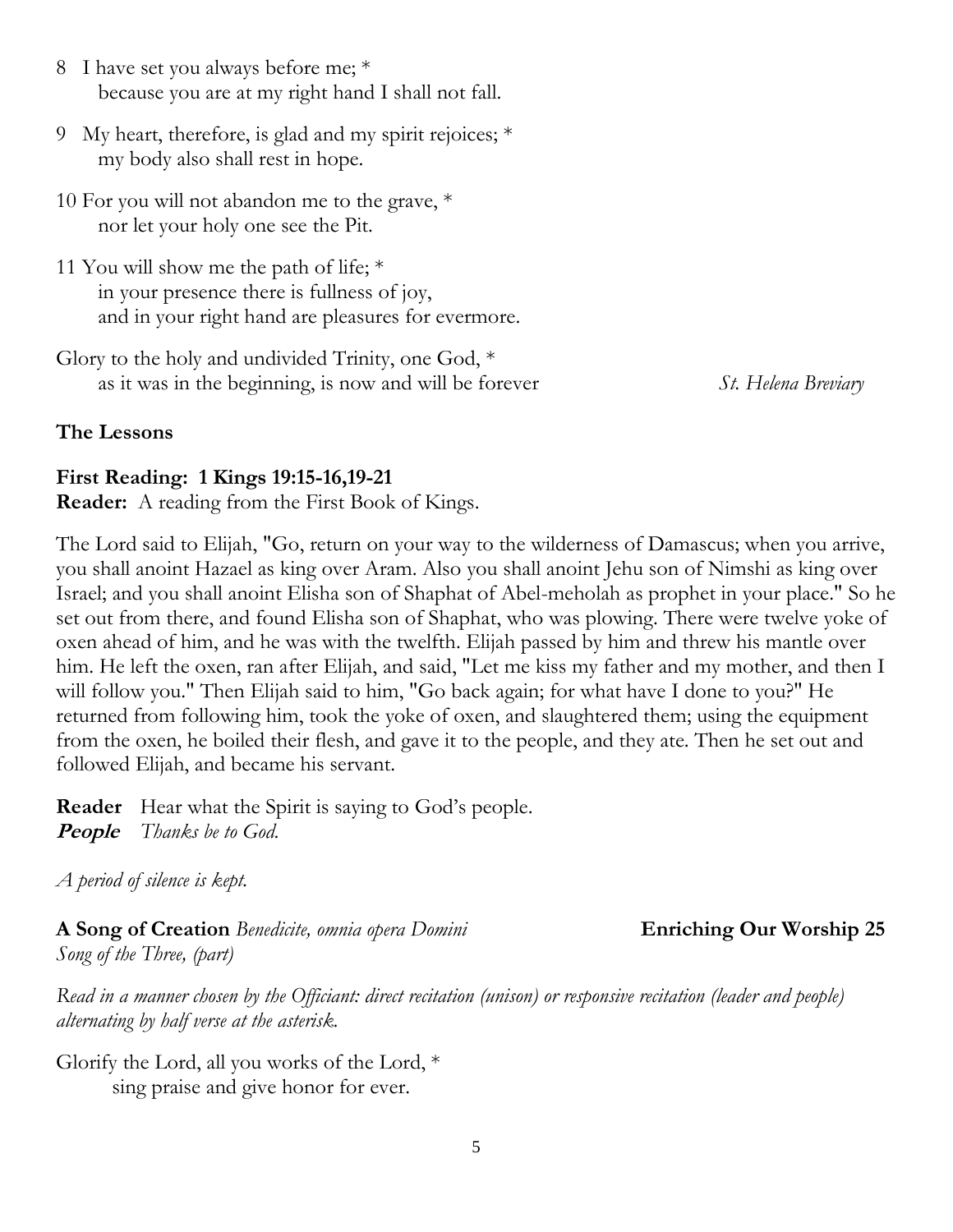8 I have set you always before me; *
   because you are at my right hand I shall not fall.

9 My heart, therefore, is glad and my spirit rejoices; *
   my body also shall rest in hope.

10 For you will not abandon me to the grave, *
   nor let your holy one see the Pit.

11 You will show me the path of life; *
   in your presence there is fullness of joy,
   and in your right hand are pleasures for evermore.

Glory to the holy and undivided Trinity, one God, *
   as it was in the beginning, is now and will be forever *St. Helena Breviary*

**The Lessons**

**First Reading: 1 Kings 19:15-16,19-21**
**Reader:** A reading from the First Book of Kings.

The Lord said to Elijah, "Go, return on your way to the wilderness of Damascus; when you arrive, you shall anoint Hazael as king over Aram. Also you shall anoint Jehu son of Nimshi as king over Israel; and you shall anoint Elisha son of Shaphat of Abel-meholah as prophet in your place." So he set out from there, and found Elisha son of Shaphat, who was plowing. There were twelve yoke of oxen ahead of him, and he was with the twelfth. Elijah passed by him and threw his mantle over him. He left the oxen, ran after Elijah, and said, "Let me kiss my father and my mother, and then I will follow you." Then Elijah said to him, "Go back again; for what have I done to you?" He returned from following him, took the yoke of oxen, and slaughtered them; using the equipment from the oxen, he boiled their flesh, and gave it to the people, and they ate. Then he set out and followed Elijah, and became his servant.

**Reader** Hear what the Spirit is saying to God's people.
***People*** *Thanks be to God.*

*A period of silence is kept.*

**A Song of Creation** *Benedicite, omnia opera Domini* **Enriching Our Worship 25**
*Song of the Three, (part)*

*Read in a manner chosen by the Officiant: direct recitation (unison) or responsive recitation (leader and people) alternating by half verse at the asterisk.*

Glorify the Lord, all you works of the Lord, *
   sing praise and give honor for ever.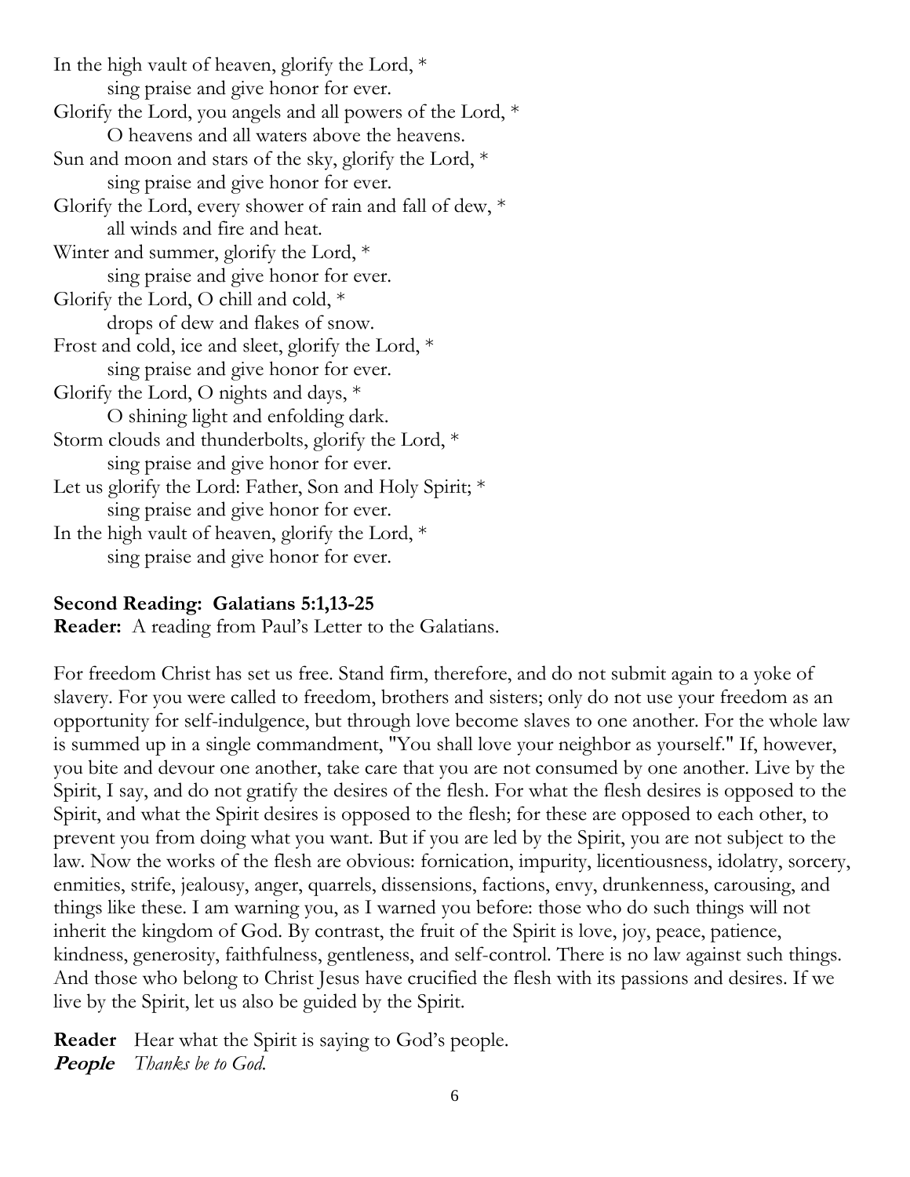In the high vault of heaven, glorify the Lord, *
    sing praise and give honor for ever.
Glorify the Lord, you angels and all powers of the Lord, *
    O heavens and all waters above the heavens.
Sun and moon and stars of the sky, glorify the Lord, *
    sing praise and give honor for ever.
Glorify the Lord, every shower of rain and fall of dew, *
    all winds and fire and heat.
Winter and summer, glorify the Lord, *
    sing praise and give honor for ever.
Glorify the Lord, O chill and cold, *
    drops of dew and flakes of snow.
Frost and cold, ice and sleet, glorify the Lord, *
    sing praise and give honor for ever.
Glorify the Lord, O nights and days, *
    O shining light and enfolding dark.
Storm clouds and thunderbolts, glorify the Lord, *
    sing praise and give honor for ever.
Let us glorify the Lord: Father, Son and Holy Spirit; *
    sing praise and give honor for ever.
In the high vault of heaven, glorify the Lord, *
    sing praise and give honor for ever.

**Second Reading: Galatians 5:1,13-25**
**Reader:** A reading from Paul's Letter to the Galatians.

For freedom Christ has set us free. Stand firm, therefore, and do not submit again to a yoke of slavery. For you were called to freedom, brothers and sisters; only do not use your freedom as an opportunity for self-indulgence, but through love become slaves to one another. For the whole law is summed up in a single commandment, "You shall love your neighbor as yourself." If, however, you bite and devour one another, take care that you are not consumed by one another. Live by the Spirit, I say, and do not gratify the desires of the flesh. For what the flesh desires is opposed to the Spirit, and what the Spirit desires is opposed to the flesh; for these are opposed to each other, to prevent you from doing what you want. But if you are led by the Spirit, you are not subject to the law. Now the works of the flesh are obvious: fornication, impurity, licentiousness, idolatry, sorcery, enmities, strife, jealousy, anger, quarrels, dissensions, factions, envy, drunkenness, carousing, and things like these. I am warning you, as I warned you before: those who do such things will not inherit the kingdom of God. By contrast, the fruit of the Spirit is love, joy, peace, patience, kindness, generosity, faithfulness, gentleness, and self-control. There is no law against such things. And those who belong to Christ Jesus have crucified the flesh with its passions and desires. If we live by the Spirit, let us also be guided by the Spirit.

**Reader** Hear what the Spirit is saying to God's people.
***People*** *Thanks be to God.*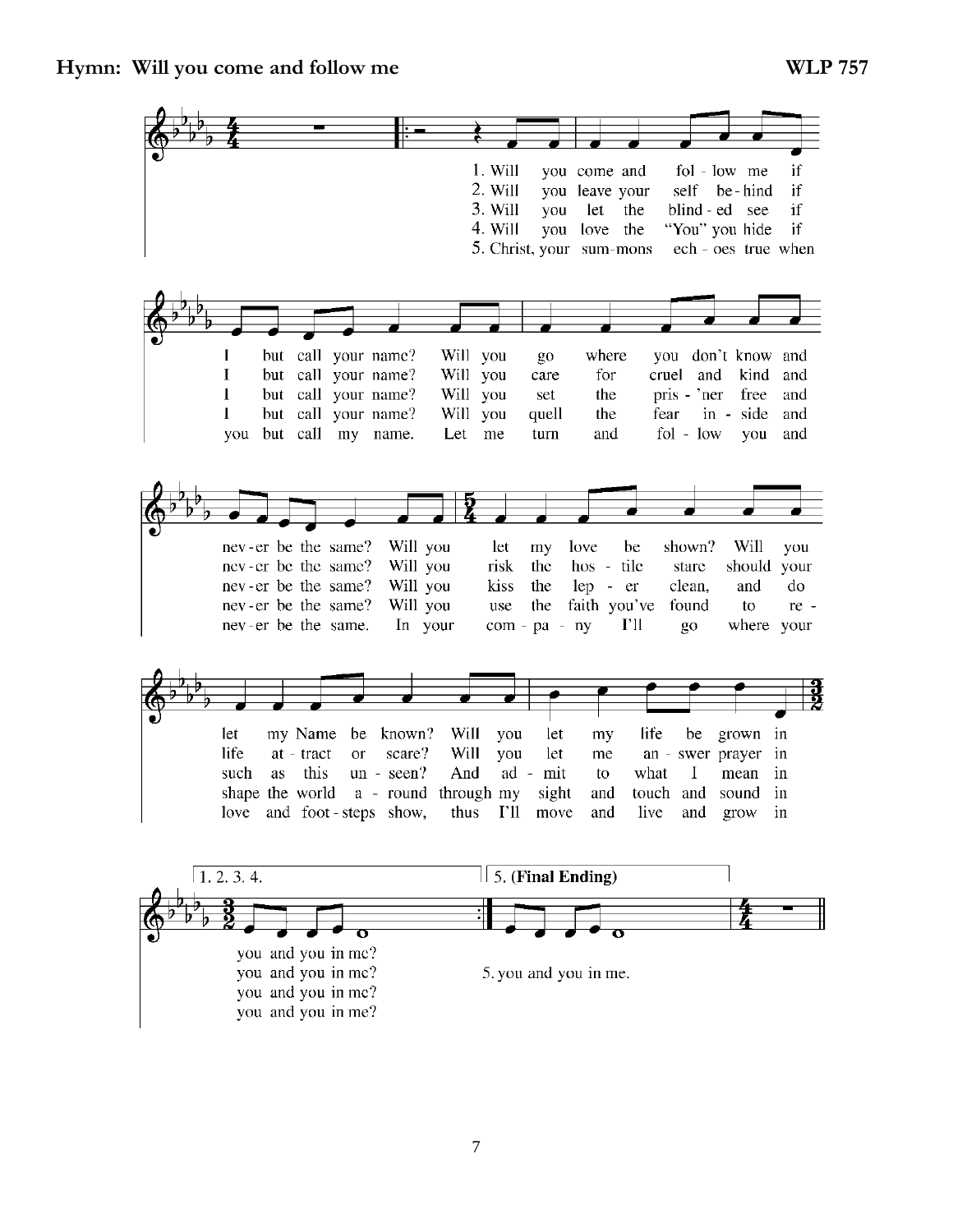**Hymn: Will you come and follow me** **WLP 757**

1. Will you come and follow me if I but call your name? Will you go where you don't know and never be the same? Will you let my love be shown? Will you let my Name be known? Will you let my life be grown in you and you in me?

2. Will you leave your self behind if I but call your name? Will you care for cruel and kind and never be the same? Will you risk the hostile stare should your life attract or scare? Will you let me answer prayer in you and you in me?

3. Will you let the blinded see if I but call your name? Will you set the pris'ner free and never be the same? Will you kiss the leper clean, and do such as this unseen? And admit to what I mean in you and you in me?

4. Will you love the "You" you hide if I but call your name? Will you quell the fear inside and never be the same? Will you use the faith you've found to reshape the world around through my sight and touch and sound in you and you in me?

5. Christ, your summons echoes true when you but call my name. Let me turn and follow you and never be the same. In your company I'll go where your love and footsteps show, thus I'll move and live and grow in you and you in me.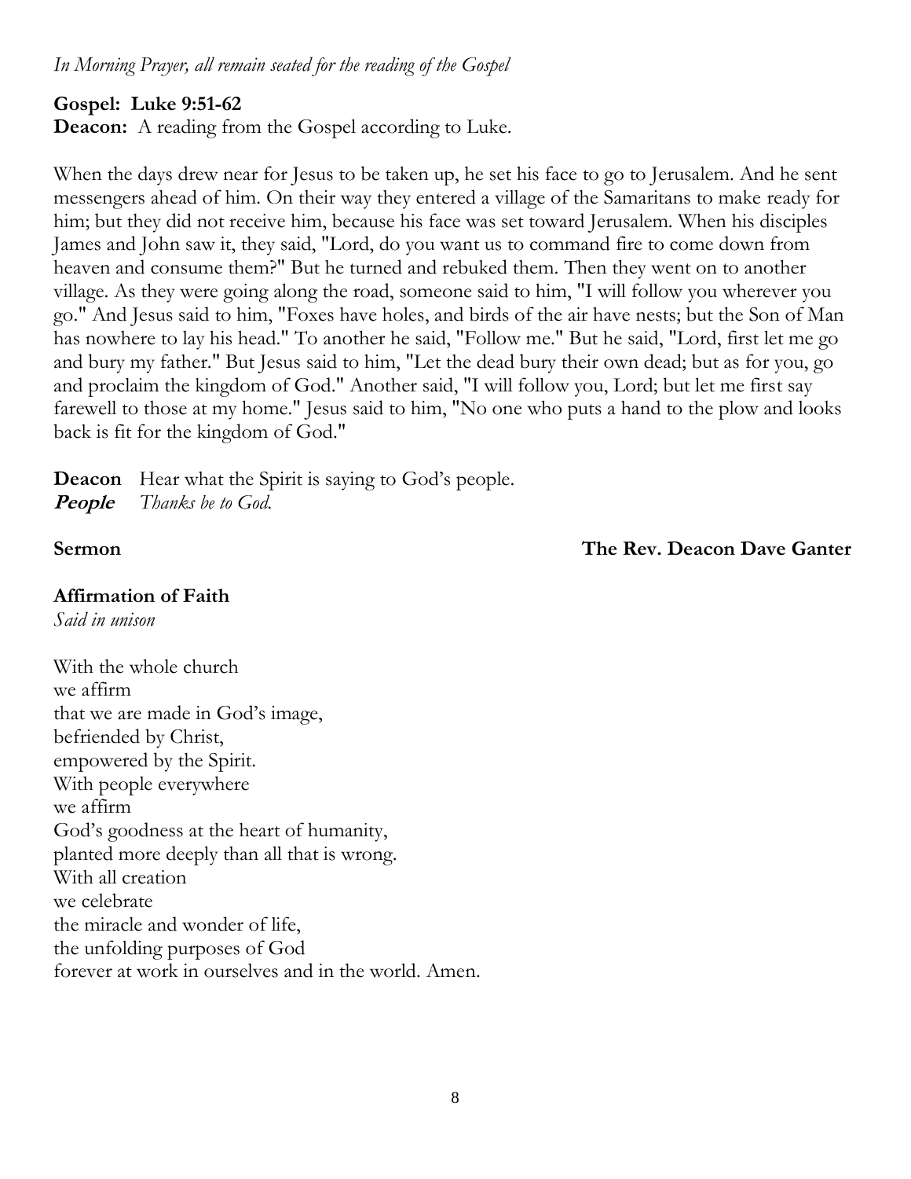*In Morning Prayer, all remain seated for the reading of the Gospel*

**Gospel: Luke 9:51-62**
**Deacon:** A reading from the Gospel according to Luke.

When the days drew near for Jesus to be taken up, he set his face to go to Jerusalem. And he sent messengers ahead of him. On their way they entered a village of the Samaritans to make ready for him; but they did not receive him, because his face was set toward Jerusalem. When his disciples James and John saw it, they said, "Lord, do you want us to command fire to come down from heaven and consume them?" But he turned and rebuked them. Then they went on to another village. As they were going along the road, someone said to him, "I will follow you wherever you go." And Jesus said to him, "Foxes have holes, and birds of the air have nests; but the Son of Man has nowhere to lay his head." To another he said, "Follow me." But he said, "Lord, first let me go and bury my father." But Jesus said to him, "Let the dead bury their own dead; but as for you, go and proclaim the kingdom of God." Another said, "I will follow you, Lord; but let me first say farewell to those at my home." Jesus said to him, "No one who puts a hand to the plow and looks back is fit for the kingdom of God."

**Deacon** Hear what the Spirit is saying to God's people.
***People*** *Thanks be to God.*

**Sermon** **The Rev. Deacon Dave Ganter**

**Affirmation of Faith**
*Said in unison*

With the whole church
we affirm
that we are made in God's image,
befriended by Christ,
empowered by the Spirit.
With people everywhere
we affirm
God's goodness at the heart of humanity,
planted more deeply than all that is wrong.
With all creation
we celebrate
the miracle and wonder of life,
the unfolding purposes of God
forever at work in ourselves and in the world. Amen.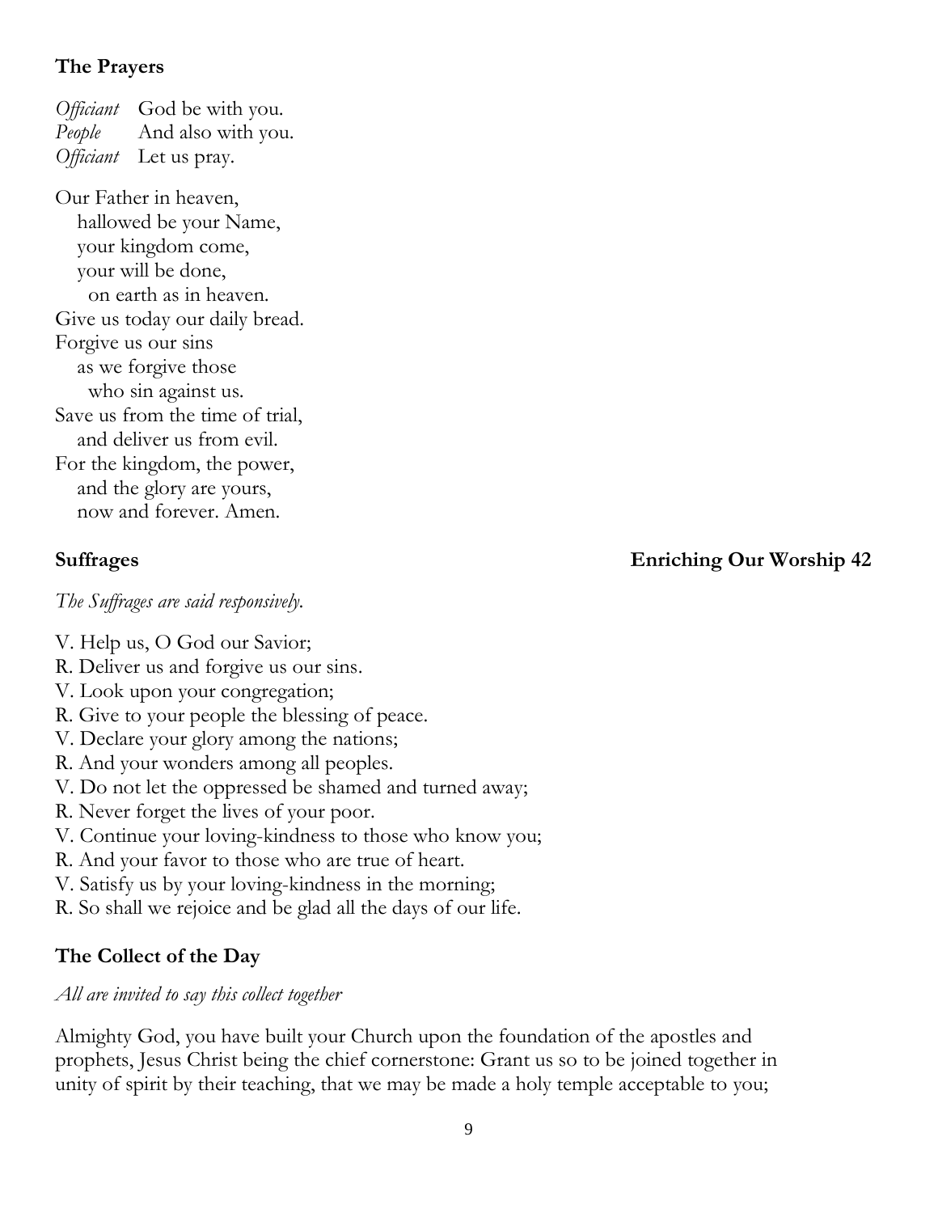### The Prayers

*Officiant* God be with you.
*People* And also with you.
*Officiant* Let us pray.

Our Father in heaven,
hallowed be your Name,
your kingdom come,
your will be done,
on earth as in heaven.
Give us today our daily bread.
Forgive us our sins
as we forgive those
who sin against us.
Save us from the time of trial,
and deliver us from evil.
For the kingdom, the power,
and the glory are yours,
now and forever. Amen.

### Suffrages — Enriching Our Worship 42

*The Suffrages are said responsively.*

V. Help us, O God our Savior;
R. Deliver us and forgive us our sins.
V. Look upon your congregation;
R. Give to your people the blessing of peace.
V. Declare your glory among the nations;
R. And your wonders among all peoples.
V. Do not let the oppressed be shamed and turned away;
R. Never forget the lives of your poor.
V. Continue your loving-kindness to those who know you;
R. And your favor to those who are true of heart.
V. Satisfy us by your loving-kindness in the morning;
R. So shall we rejoice and be glad all the days of our life.

### The Collect of the Day

*All are invited to say this collect together*

Almighty God, you have built your Church upon the foundation of the apostles and prophets, Jesus Christ being the chief cornerstone: Grant us so to be joined together in unity of spirit by their teaching, that we may be made a holy temple acceptable to you;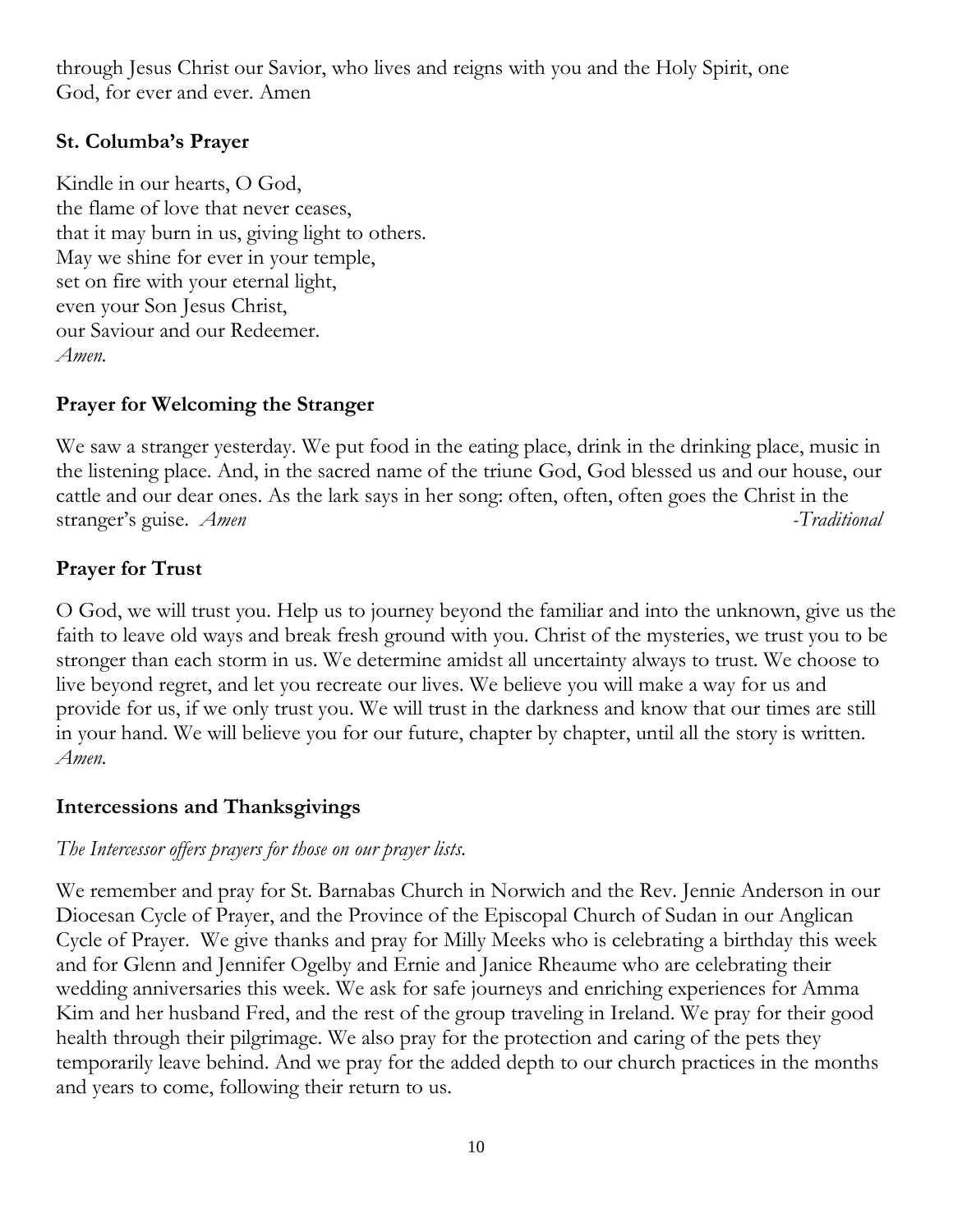through Jesus Christ our Savior, who lives and reigns with you and the Holy Spirit, one God, for ever and ever. Amen

**St. Columba's Prayer**

Kindle in our hearts, O God,
the flame of love that never ceases,
that it may burn in us, giving light to others.
May we shine for ever in your temple,
set on fire with your eternal light,
even your Son Jesus Christ,
our Saviour and our Redeemer.
*Amen.*

**Prayer for Welcoming the Stranger**

We saw a stranger yesterday. We put food in the eating place, drink in the drinking place, music in the listening place. And, in the sacred name of the triune God, God blessed us and our house, our cattle and our dear ones. As the lark says in her song: often, often, often goes the Christ in the stranger's guise. *Amen* *-Traditional*

**Prayer for Trust**

O God, we will trust you. Help us to journey beyond the familiar and into the unknown, give us the faith to leave old ways and break fresh ground with you. Christ of the mysteries, we trust you to be stronger than each storm in us. We determine amidst all uncertainty always to trust. We choose to live beyond regret, and let you recreate our lives. We believe you will make a way for us and provide for us, if we only trust you. We will trust in the darkness and know that our times are still in your hand. We will believe you for our future, chapter by chapter, until all the story is written. *Amen.*

**Intercessions and Thanksgivings**

*The Intercessor offers prayers for those on our prayer lists.*

We remember and pray for St. Barnabas Church in Norwich and the Rev. Jennie Anderson in our Diocesan Cycle of Prayer, and the Province of the Episcopal Church of Sudan in our Anglican Cycle of Prayer. We give thanks and pray for Milly Meeks who is celebrating a birthday this week and for Glenn and Jennifer Ogelby and Ernie and Janice Rheaume who are celebrating their wedding anniversaries this week. We ask for safe journeys and enriching experiences for Amma Kim and her husband Fred, and the rest of the group traveling in Ireland. We pray for their good health through their pilgrimage. We also pray for the protection and caring of the pets they temporarily leave behind. And we pray for the added depth to our church practices in the months and years to come, following their return to us.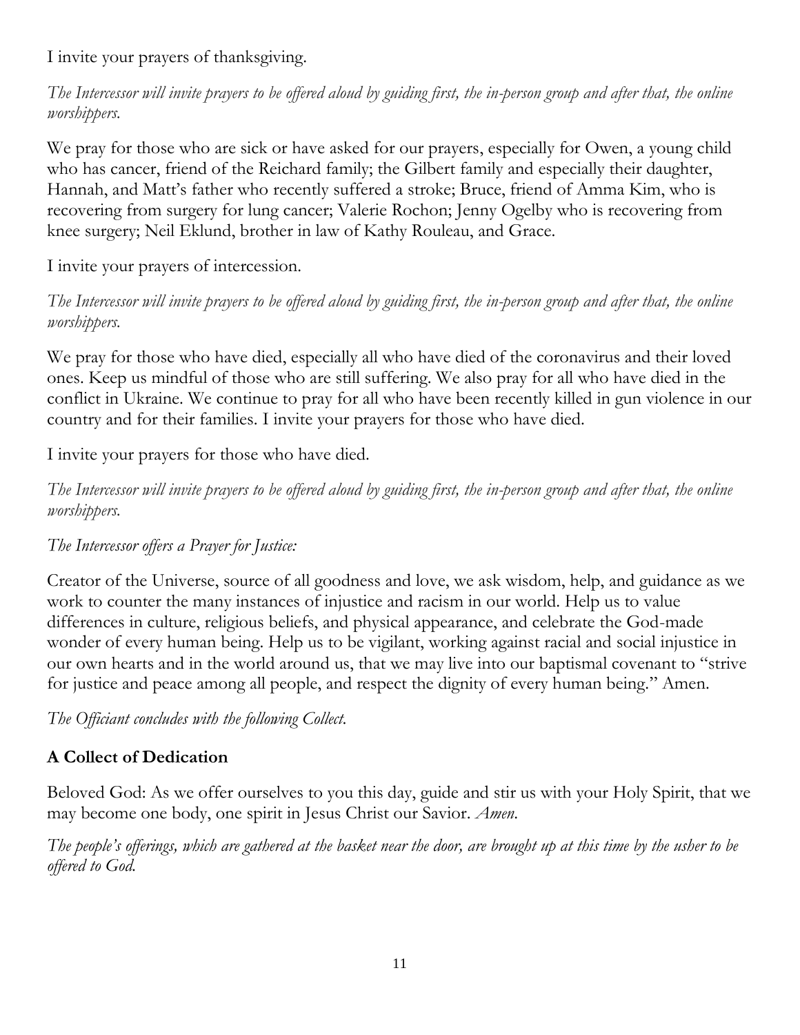I invite your prayers of thanksgiving.

*The Intercessor will invite prayers to be offered aloud by guiding first, the in-person group and after that, the online worshippers.*

We pray for those who are sick or have asked for our prayers, especially for Owen, a young child who has cancer, friend of the Reichard family; the Gilbert family and especially their daughter, Hannah, and Matt's father who recently suffered a stroke; Bruce, friend of Amma Kim, who is recovering from surgery for lung cancer; Valerie Rochon; Jenny Ogelby who is recovering from knee surgery; Neil Eklund, brother in law of Kathy Rouleau, and Grace.

I invite your prayers of intercession.

*The Intercessor will invite prayers to be offered aloud by guiding first, the in-person group and after that, the online worshippers.*

We pray for those who have died, especially all who have died of the coronavirus and their loved ones. Keep us mindful of those who are still suffering. We also pray for all who have died in the conflict in Ukraine. We continue to pray for all who have been recently killed in gun violence in our country and for their families. I invite your prayers for those who have died.

I invite your prayers for those who have died.

*The Intercessor will invite prayers to be offered aloud by guiding first, the in-person group and after that, the online worshippers.*

*The Intercessor offers a Prayer for Justice:*

Creator of the Universe, source of all goodness and love, we ask wisdom, help, and guidance as we work to counter the many instances of injustice and racism in our world. Help us to value differences in culture, religious beliefs, and physical appearance, and celebrate the God-made wonder of every human being. Help us to be vigilant, working against racial and social injustice in our own hearts and in the world around us, that we may live into our baptismal covenant to "strive for justice and peace among all people, and respect the dignity of every human being." Amen.

*The Officiant concludes with the following Collect.*

**A Collect of Dedication**

Beloved God: As we offer ourselves to you this day, guide and stir us with your Holy Spirit, that we may become one body, one spirit in Jesus Christ our Savior. *Amen.*

*The people's offerings, which are gathered at the basket near the door, are brought up at this time by the usher to be offered to God.*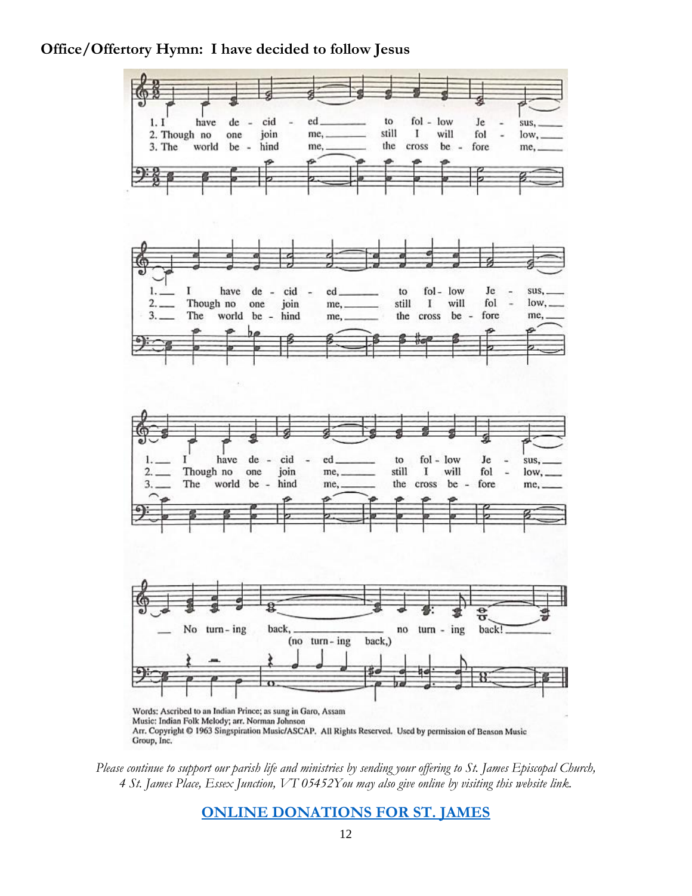**Office/Offertory Hymn: I have decided to follow Jesus**

Words: Ascribed to an Indian Prince; as sung in Garo, Assam
Music: Indian Folk Melody; arr. Norman Johnson
Arr. Copyright © 1963 Singspiration Music/ASCAP. All Rights Reserved. Used by permission of Benson Music Group, Inc.

*Please continue to support our parish life and ministries by sending your offering to St. James Episcopal Church, 4 St. James Place, Essex Junction, VT 05452You may also give online by visiting this website link.*

**ONLINE DONATIONS FOR ST. JAMES**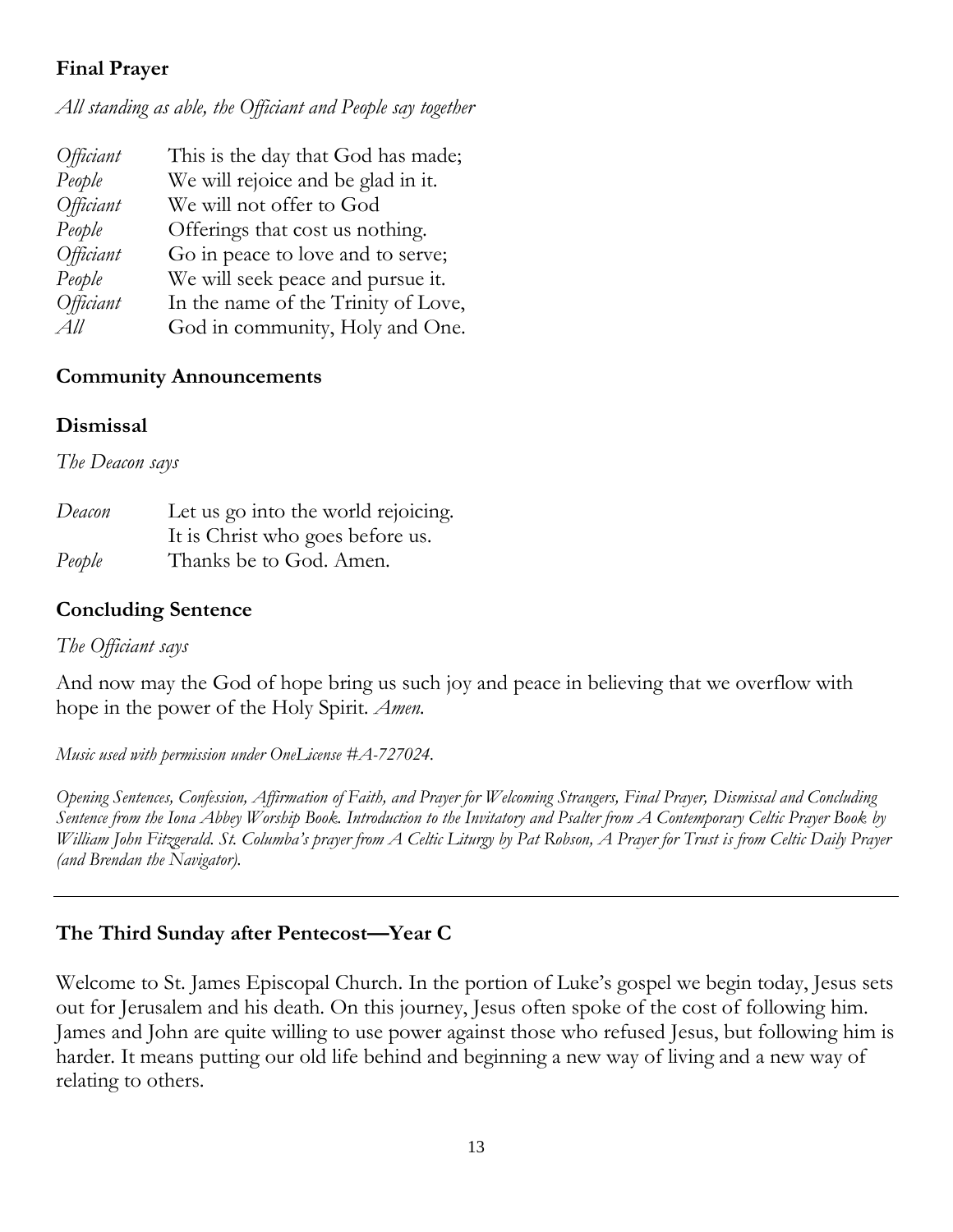## Final Prayer

*All standing as able, the Officiant and People say together*

| | |
|---|---|
| *Officiant* | This is the day that God has made; |
| *People* | We will rejoice and be glad in it. |
| *Officiant* | We will not offer to God |
| *People* | Offerings that cost us nothing. |
| *Officiant* | Go in peace to love and to serve; |
| *People* | We will seek peace and pursue it. |
| *Officiant* | In the name of the Trinity of Love, |
| *All* | God in community, Holy and One. |

## Community Announcements

## Dismissal

*The Deacon says*

| | |
|---|---|
| *Deacon* | Let us go into the world rejoicing. |
| | It is Christ who goes before us. |
| *People* | Thanks be to God. Amen. |

## Concluding Sentence

*The Officiant says*

And now may the God of hope bring us such joy and peace in believing that we overflow with hope in the power of the Holy Spirit. *Amen.*

*Music used with permission under OneLicense #A-727024.*

*Opening Sentences, Confession, Affirmation of Faith, and Prayer for Welcoming Strangers, Final Prayer, Dismissal and Concluding Sentence from the Iona Abbey Worship Book. Introduction to the Invitatory and Psalter from A Contemporary Celtic Prayer Book by William John Fitzgerald. St. Columba's prayer from A Celtic Liturgy by Pat Robson, A Prayer for Trust is from Celtic Daily Prayer (and Brendan the Navigator).*

---

## The Third Sunday after Pentecost—Year C

Welcome to St. James Episcopal Church. In the portion of Luke's gospel we begin today, Jesus sets out for Jerusalem and his death. On this journey, Jesus often spoke of the cost of following him. James and John are quite willing to use power against those who refused Jesus, but following him is harder. It means putting our old life behind and beginning a new way of living and a new way of relating to others.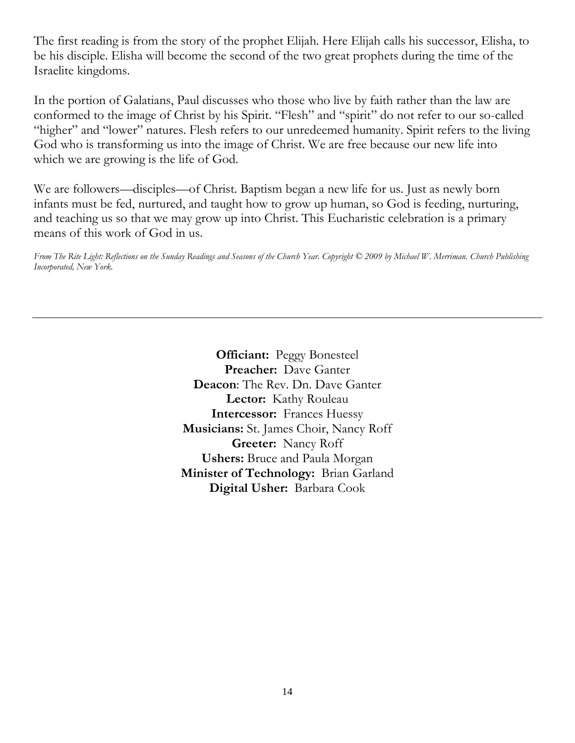The first reading is from the story of the prophet Elijah. Here Elijah calls his successor, Elisha, to be his disciple. Elisha will become the second of the two great prophets during the time of the Israelite kingdoms.

In the portion of Galatians, Paul discusses who those who live by faith rather than the law are conformed to the image of Christ by his Spirit. "Flesh" and "spirit" do not refer to our so-called "higher" and "lower" natures. Flesh refers to our unredeemed humanity. Spirit refers to the living God who is transforming us into the image of Christ. We are free because our new life into which we are growing is the life of God.

We are followers—disciples—of Christ. Baptism began a new life for us. Just as newly born infants must be fed, nurtured, and taught how to grow up human, so God is feeding, nurturing, and teaching us so that we may grow up into Christ. This Eucharistic celebration is a primary means of this work of God in us.

*From The Rite Light: Reflections on the Sunday Readings and Seasons of the Church Year. Copyright © 2009 by Michael W. Merriman. Church Publishing Incorporated, New York.*

---

**Officiant:** Peggy Bonesteel
**Preacher:** Dave Ganter
**Deacon**: The Rev. Dn. Dave Ganter
**Lector:** Kathy Rouleau
**Intercessor:** Frances Huessy
**Musicians:** St. James Choir, Nancy Roff
**Greeter:** Nancy Roff
**Ushers:** Bruce and Paula Morgan
**Minister of Technology:** Brian Garland
**Digital Usher:** Barbara Cook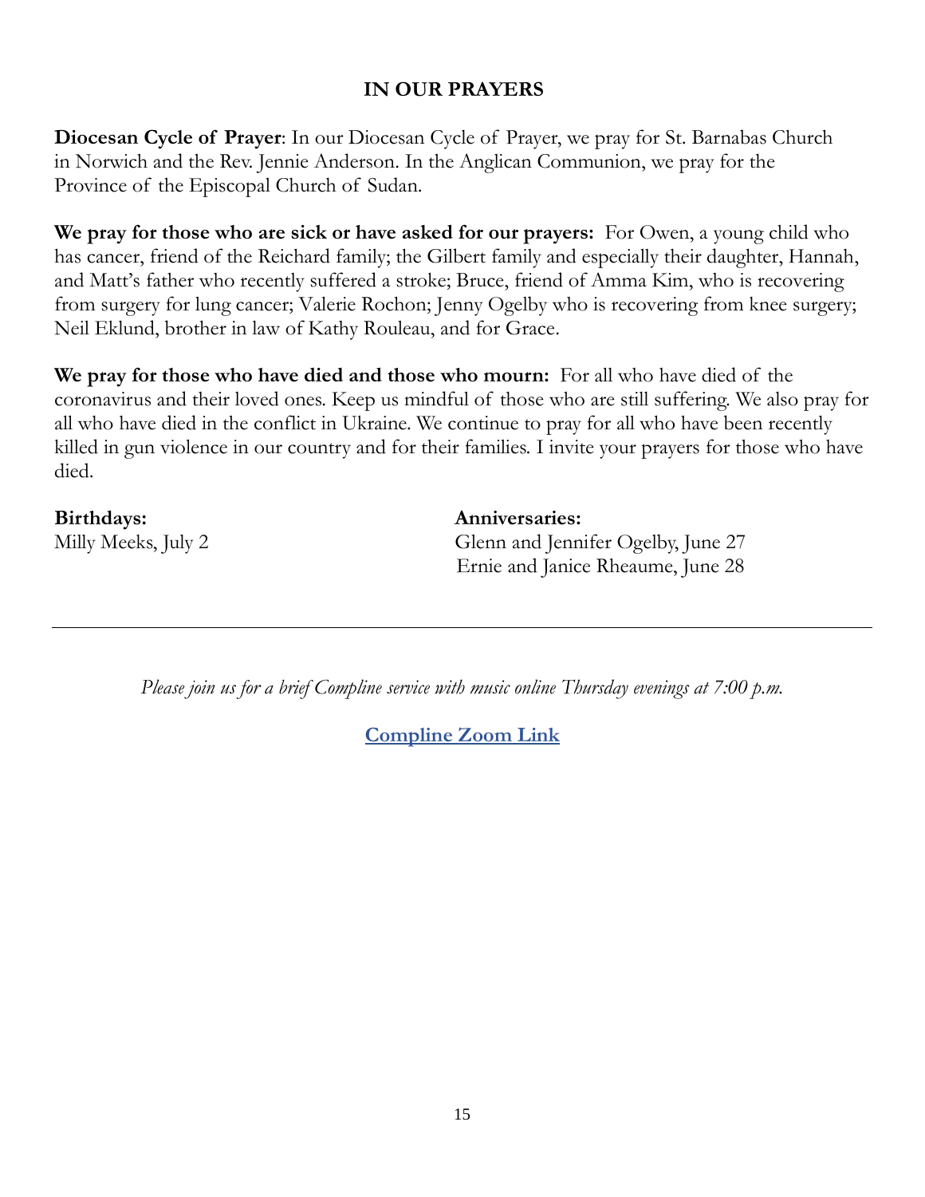## IN OUR PRAYERS

**Diocesan Cycle of Prayer**: In our Diocesan Cycle of Prayer, we pray for St. Barnabas Church in Norwich and the Rev. Jennie Anderson. In the Anglican Communion, we pray for the Province of the Episcopal Church of Sudan.

**We pray for those who are sick or have asked for our prayers:** For Owen, a young child who has cancer, friend of the Reichard family; the Gilbert family and especially their daughter, Hannah, and Matt's father who recently suffered a stroke; Bruce, friend of Amma Kim, who is recovering from surgery for lung cancer; Valerie Rochon; Jenny Ogelby who is recovering from knee surgery; Neil Eklund, brother in law of Kathy Rouleau, and for Grace.

**We pray for those who have died and those who mourn:** For all who have died of the coronavirus and their loved ones. Keep us mindful of those who are still suffering. We also pray for all who have died in the conflict in Ukraine. We continue to pray for all who have been recently killed in gun violence in our country and for their families. I invite your prayers for those who have died.

**Birthdays:**
Milly Meeks, July 2

**Anniversaries:**
Glenn and Jennifer Ogelby, June 27
Ernie and Janice Rheaume, June 28

---

*Please join us for a brief Compline service with music online Thursday evenings at 7:00 p.m.*

**Compline Zoom Link**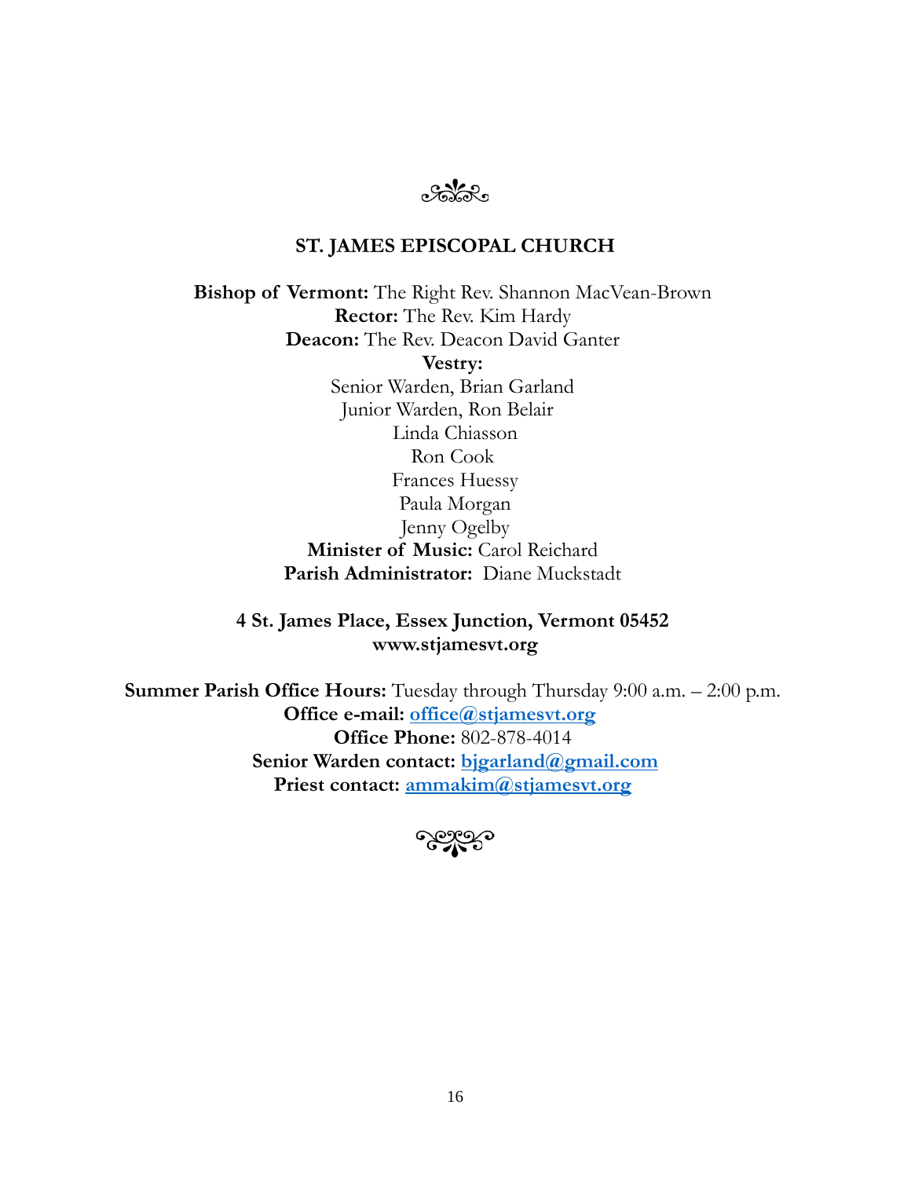## ST. JAMES EPISCOPAL CHURCH

**Bishop of Vermont:** The Right Rev. Shannon MacVean-Brown
**Rector:** The Rev. Kim Hardy
**Deacon:** The Rev. Deacon David Ganter
**Vestry:**
Senior Warden, Brian Garland
Junior Warden, Ron Belair
Linda Chiasson
Ron Cook
Frances Huessy
Paula Morgan
Jenny Ogelby
**Minister of Music:** Carol Reichard
**Parish Administrator:** Diane Muckstadt

**4 St. James Place, Essex Junction, Vermont 05452**
**www.stjamesvt.org**

**Summer Parish Office Hours:** Tuesday through Thursday 9:00 a.m. – 2:00 p.m.
**Office e-mail:** **office@stjamesvt.org**
**Office Phone:** 802-878-4014
**Senior Warden contact:** **bjgarland@gmail.com**
**Priest contact:** **ammakim@stjamesvt.org**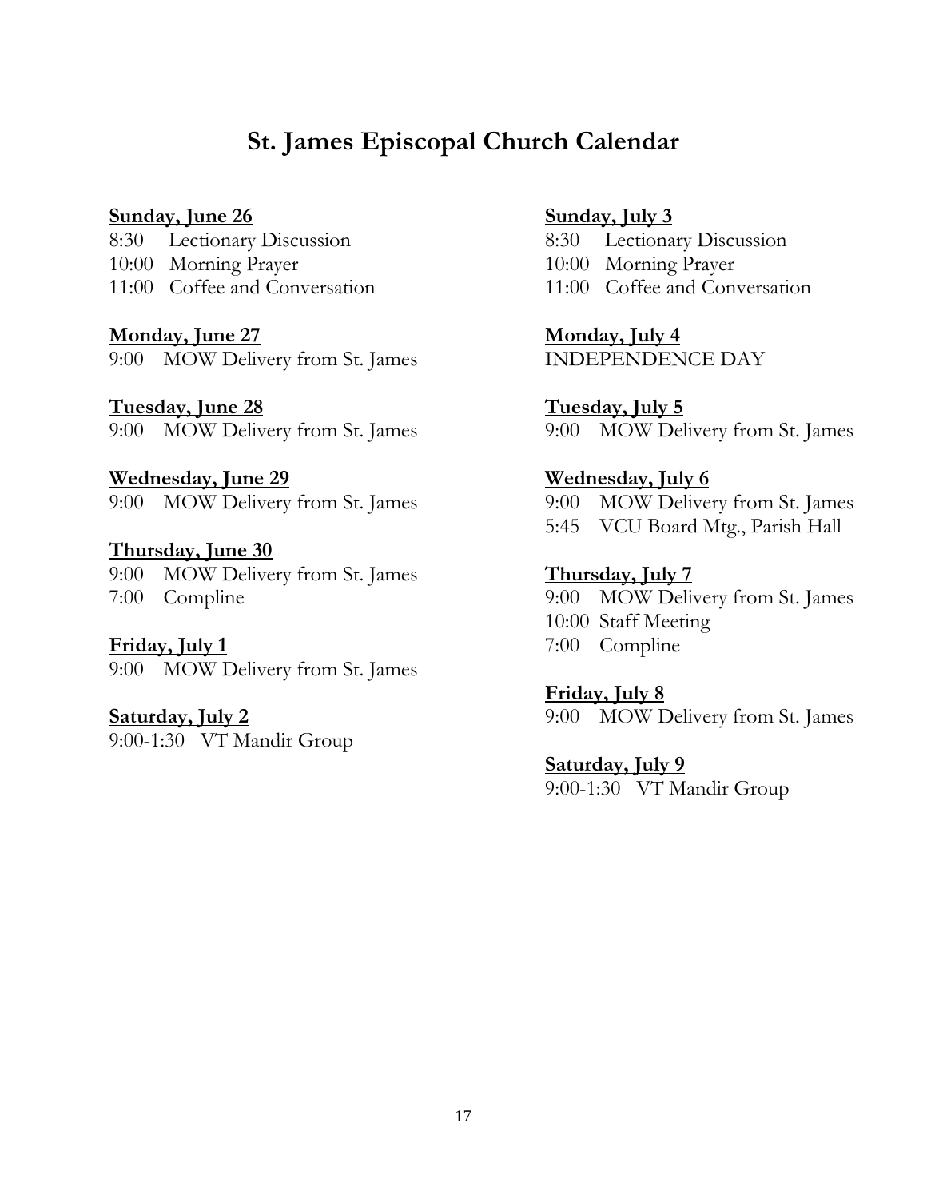# St. James Episcopal Church Calendar

**Sunday, June 26**
8:30 Lectionary Discussion
10:00 Morning Prayer
11:00 Coffee and Conversation

**Monday, June 27**
9:00 MOW Delivery from St. James

**Tuesday, June 28**
9:00 MOW Delivery from St. James

**Wednesday, June 29**
9:00 MOW Delivery from St. James

**Thursday, June 30**
9:00 MOW Delivery from St. James
7:00 Compline

**Friday, July 1**
9:00 MOW Delivery from St. James

**Saturday, July 2**
9:00-1:30 VT Mandir Group

**Sunday, July 3**
8:30 Lectionary Discussion
10:00 Morning Prayer
11:00 Coffee and Conversation

**Monday, July 4**
INDEPENDENCE DAY

**Tuesday, July 5**
9:00 MOW Delivery from St. James

**Wednesday, July 6**
9:00 MOW Delivery from St. James
5:45 VCU Board Mtg., Parish Hall

**Thursday, July 7**
9:00 MOW Delivery from St. James
10:00 Staff Meeting
7:00 Compline

**Friday, July 8**
9:00 MOW Delivery from St. James

**Saturday, July 9**
9:00-1:30 VT Mandir Group